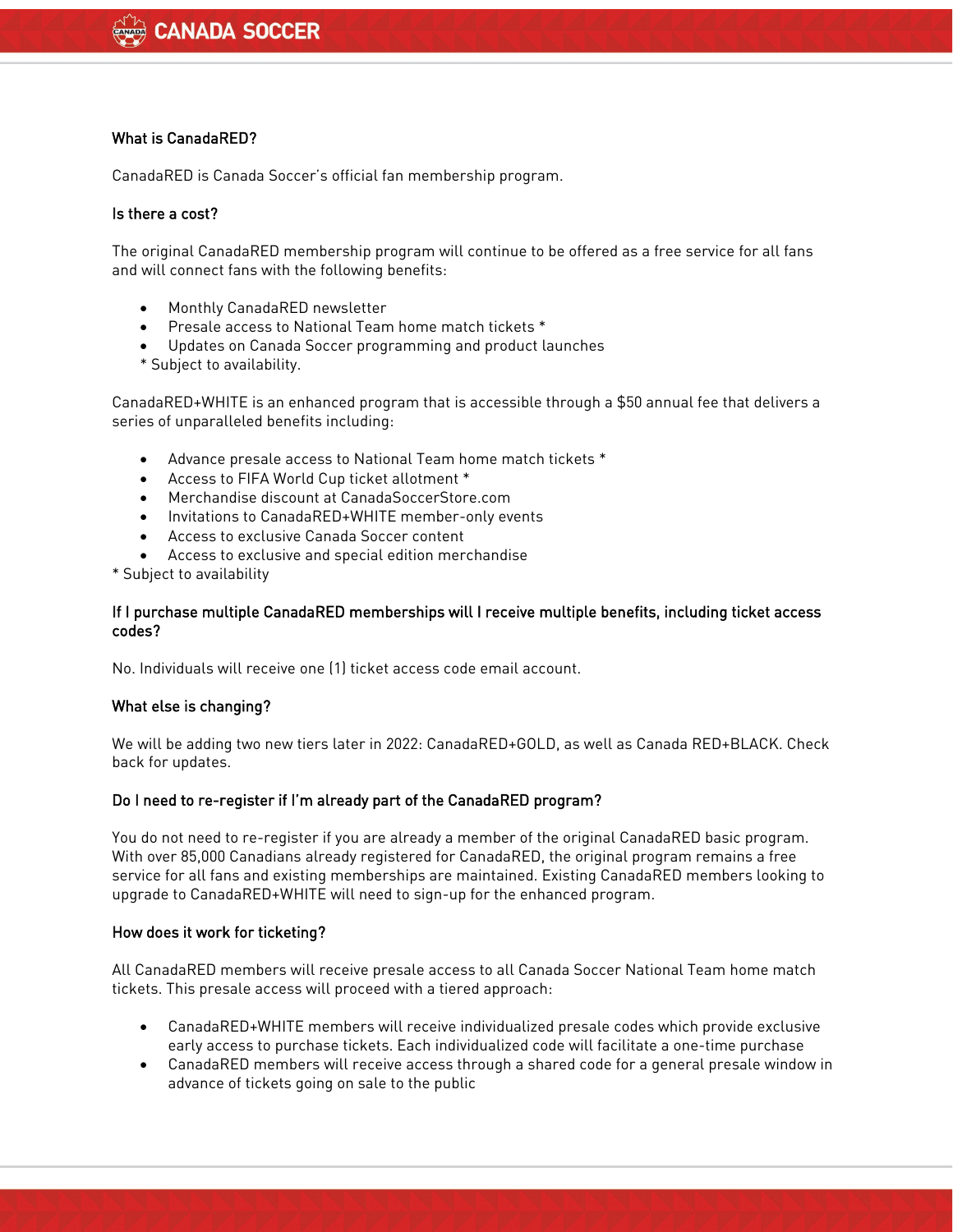## What is CanadaRED?

CanadaRED is Canada Soccer's official fan membership program.

## Is there a cost?

The original CanadaRED membership program will continue to be offered as a free service for all fans and will connect fans with the following benefits:

- Monthly CanadaRED newsletter
- Presale access to National Team home match tickets *
- Updates on Canada Soccer programming and product launches

\* Subject to availability.

CanadaRED+WHITE is an enhanced program that is accessible through a $50 annual fee that delivers a series of unparalleled benefits including:

- Advance presale access to National Team home match tickets *
- Access to FIFA World Cup ticket allotment *
- Merchandise discount at CanadaSoccerStore.com
- Invitations to CanadaRED+WHITE member-only events
- Access to exclusive Canada Soccer content
- Access to exclusive and special edition merchandise

\* Subject to availability

## If I purchase multiple CanadaRED memberships will I receive multiple benefits, including ticket access codes?

No. Individuals will receive one (1) ticket access code email account.

## What else is changing?

We will be adding two new tiers later in 2022: CanadaRED+GOLD, as well as Canada RED+BLACK. Check back for updates.

## Do I need to re-register if I'm already part of the CanadaRED program?

You do not need to re-register if you are already a member of the original CanadaRED basic program. With over 85,000 Canadians already registered for CanadaRED, the original program remains a free service for all fans and existing memberships are maintained. Existing CanadaRED members looking to upgrade to CanadaRED+WHITE will need to sign-up for the enhanced program.

## How does it work for ticketing?

All CanadaRED members will receive presale access to all Canada Soccer National Team home match tickets. This presale access will proceed with a tiered approach:

- CanadaRED+WHITE members will receive individualized presale codes which provide exclusive early access to purchase tickets. Each individualized code will facilitate a one-time purchase
- CanadaRED members will receive access through a shared code for a general presale window in advance of tickets going on sale to the public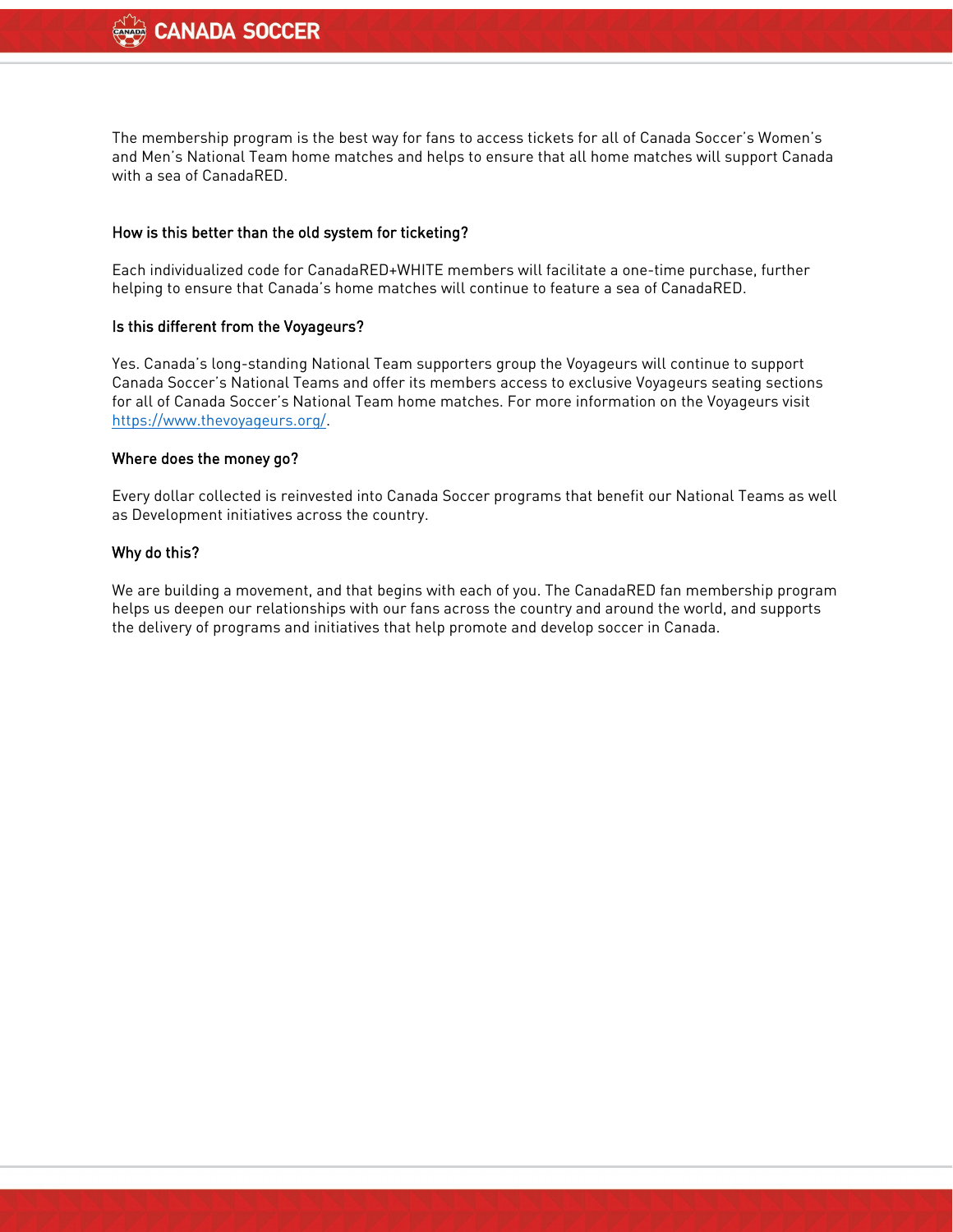The membership program is the best way for fans to access tickets for all of Canada Soccer's Women's and Men's National Team home matches and helps to ensure that all home matches will support Canada with a sea of CanadaRED.

### How is this better than the old system for ticketing?

Each individualized code for CanadaRED+WHITE members will facilitate a one-time purchase, further helping to ensure that Canada's home matches will continue to feature a sea of CanadaRED.

### Is this different from the Voyageurs?

Yes. Canada's long-standing National Team supporters group the Voyageurs will continue to support Canada Soccer's National Teams and offer its members access to exclusive Voyageurs seating sections for all of Canada Soccer's National Team home matches. For more information on the Voyageurs visit [https://www.thevoyageurs.org/](https://www.thevoyageurs.org/).

### Where does the money go?

Every dollar collected is reinvested into Canada Soccer programs that benefit our National Teams as well as Development initiatives across the country.

### Why do this?

We are building a movement, and that begins with each of you. The CanadaRED fan membership program helps us deepen our relationships with our fans across the country and around the world, and supports the delivery of programs and initiatives that help promote and develop soccer in Canada.